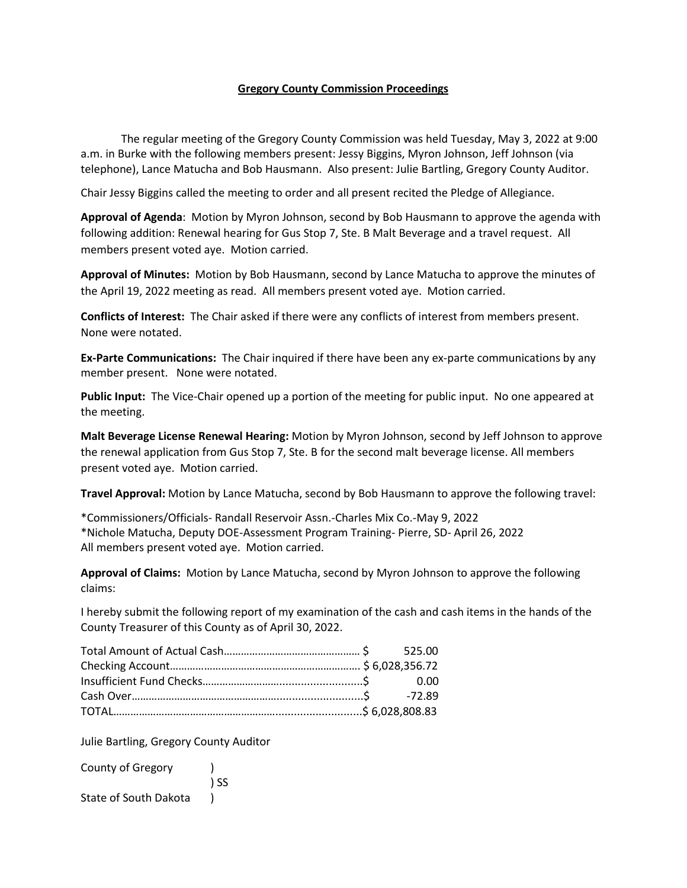# Gregory County Commission Proceedings

The regular meeting of the Gregory County Commission was held Tuesday, May 3, 2022 at 9:00 a.m. in Burke with the following members present: Jessy Biggins, Myron Johnson, Jeff Johnson (via telephone), Lance Matucha and Bob Hausmann. Also present: Julie Bartling, Gregory County Auditor.

Chair Jessy Biggins called the meeting to order and all present recited the Pledge of Allegiance.

**Approval of Agenda**: Motion by Myron Johnson, second by Bob Hausmann to approve the agenda with following addition: Renewal hearing for Gus Stop 7, Ste. B Malt Beverage and a travel request. All members present voted aye. Motion carried.

**Approval of Minutes:** Motion by Bob Hausmann, second by Lance Matucha to approve the minutes of the April 19, 2022 meeting as read. All members present voted aye. Motion carried.

**Conflicts of Interest:** The Chair asked if there were any conflicts of interest from members present. None were notated.

**Ex-Parte Communications:** The Chair inquired if there have been any ex-parte communications by any member present. None were notated.

**Public Input:** The Vice-Chair opened up a portion of the meeting for public input. No one appeared at the meeting.

**Malt Beverage License Renewal Hearing:** Motion by Myron Johnson, second by Jeff Johnson to approve the renewal application from Gus Stop 7, Ste. B for the second malt beverage license. All members present voted aye. Motion carried.

**Travel Approval:** Motion by Lance Matucha, second by Bob Hausmann to approve the following travel:

*Commissioners/Officials- Randall Reservoir Assn.-Charles Mix Co.-May 9, 2022
*Nichole Matucha, Deputy DOE-Assessment Program Training- Pierre, SD- April 26, 2022
All members present voted aye. Motion carried.

**Approval of Claims:** Motion by Lance Matucha, second by Myron Johnson to approve the following claims:

I hereby submit the following report of my examination of the cash and cash items in the hands of the County Treasurer of this County as of April 30, 2022.

| | |
|---|---|
| Total Amount of Actual Cash | $ 525.00 |
| Checking Account | $ 6,028,356.72 |
| Insufficient Fund Checks | $ 0.00 |
| Cash Over | $ -72.89 |
| TOTAL | $ 6,028,808.83 |

Julie Bartling, Gregory County Auditor

County of Gregory )
) SS
State of South Dakota )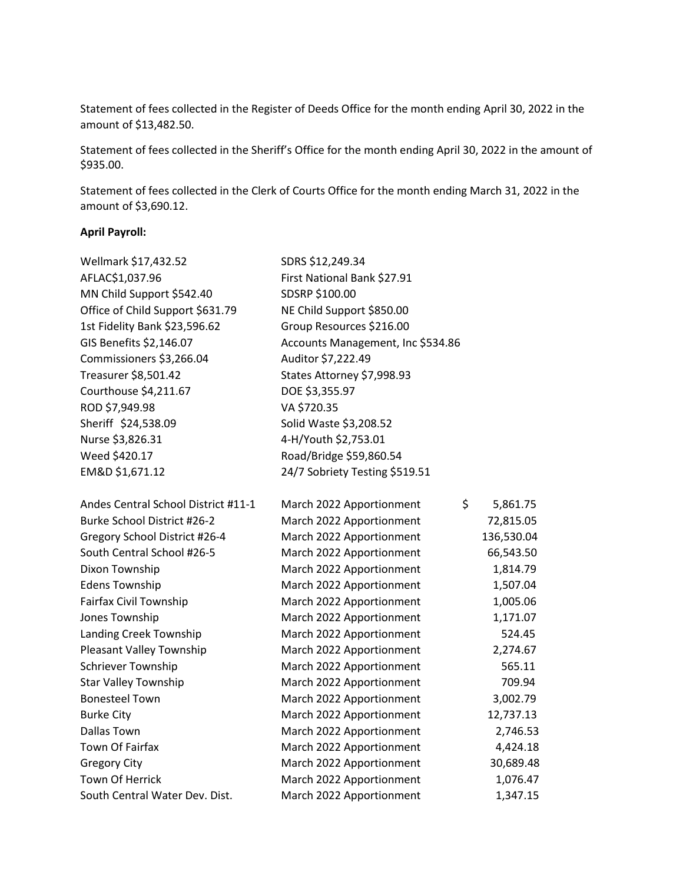Statement of fees collected in the Register of Deeds Office for the month ending April 30, 2022 in the amount of $13,482.50.

Statement of fees collected in the Sheriff's Office for the month ending April 30, 2022 in the amount of $935.00.

Statement of fees collected in the Clerk of Courts Office for the month ending March 31, 2022 in the amount of $3,690.12.

**April Payroll:**

| | |
|---|---|
| Wellmark $17,432.52 | SDRS $12,249.34 |
| AFLAC$1,037.96 | First National Bank $27.91 |
| MN Child Support $542.40 | SDSRP $100.00 |
| Office of Child Support $631.79 | NE Child Support $850.00 |
| 1st Fidelity Bank $23,596.62 | Group Resources $216.00 |
| GIS Benefits $2,146.07 | Accounts Management, Inc $534.86 |
| Commissioners $3,266.04 | Auditor $7,222.49 |
| Treasurer $8,501.42 | States Attorney $7,998.93 |
| Courthouse $4,211.67 | DOE $3,355.97 |
| ROD $7,949.98 | VA $720.35 |
| Sheriff $24,538.09 | Solid Waste $3,208.52 |
| Nurse $3,826.31 | 4-H/Youth $2,753.01 |
| Weed $420.17 | Road/Bridge $59,860.54 |
| EM&D $1,671.12 | 24/7 Sobriety Testing $519.51 |

| | | |
|---|---|---|
| Andes Central School District #11-1 | March 2022 Apportionment | $ 5,861.75 |
| Burke School District #26-2 | March 2022 Apportionment | 72,815.05 |
| Gregory School District #26-4 | March 2022 Apportionment | 136,530.04 |
| South Central School #26-5 | March 2022 Apportionment | 66,543.50 |
| Dixon Township | March 2022 Apportionment | 1,814.79 |
| Edens Township | March 2022 Apportionment | 1,507.04 |
| Fairfax Civil Township | March 2022 Apportionment | 1,005.06 |
| Jones Township | March 2022 Apportionment | 1,171.07 |
| Landing Creek Township | March 2022 Apportionment | 524.45 |
| Pleasant Valley Township | March 2022 Apportionment | 2,274.67 |
| Schriever Township | March 2022 Apportionment | 565.11 |
| Star Valley Township | March 2022 Apportionment | 709.94 |
| Bonesteel Town | March 2022 Apportionment | 3,002.79 |
| Burke City | March 2022 Apportionment | 12,737.13 |
| Dallas Town | March 2022 Apportionment | 2,746.53 |
| Town Of Fairfax | March 2022 Apportionment | 4,424.18 |
| Gregory City | March 2022 Apportionment | 30,689.48 |
| Town Of Herrick | March 2022 Apportionment | 1,076.47 |
| South Central Water Dev. Dist. | March 2022 Apportionment | 1,347.15 |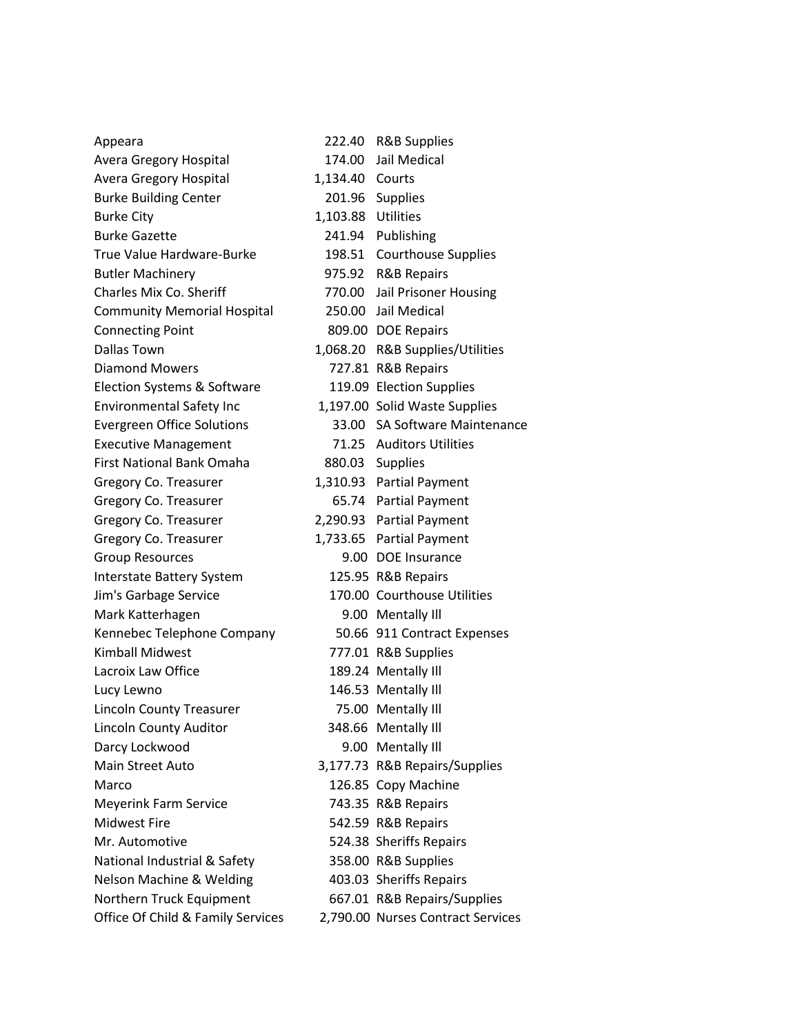| | | |
|---|---|---|
| Appeara | 222.40 | R&B Supplies |
| Avera Gregory Hospital | 174.00 | Jail Medical |
| Avera Gregory Hospital | 1,134.40 | Courts |
| Burke Building Center | 201.96 | Supplies |
| Burke City | 1,103.88 | Utilities |
| Burke Gazette | 241.94 | Publishing |
| True Value Hardware-Burke | 198.51 | Courthouse Supplies |
| Butler Machinery | 975.92 | R&B Repairs |
| Charles Mix Co. Sheriff | 770.00 | Jail Prisoner Housing |
| Community Memorial Hospital | 250.00 | Jail Medical |
| Connecting Point | 809.00 | DOE Repairs |
| Dallas Town | 1,068.20 | R&B Supplies/Utilities |
| Diamond Mowers | 727.81 | R&B Repairs |
| Election Systems & Software | 119.09 | Election Supplies |
| Environmental Safety Inc | 1,197.00 | Solid Waste Supplies |
| Evergreen Office Solutions | 33.00 | SA Software Maintenance |
| Executive Management | 71.25 | Auditors Utilities |
| First National Bank Omaha | 880.03 | Supplies |
| Gregory Co. Treasurer | 1,310.93 | Partial Payment |
| Gregory Co. Treasurer | 65.74 | Partial Payment |
| Gregory Co. Treasurer | 2,290.93 | Partial Payment |
| Gregory Co. Treasurer | 1,733.65 | Partial Payment |
| Group Resources | 9.00 | DOE Insurance |
| Interstate Battery System | 125.95 | R&B Repairs |
| Jim's Garbage Service | 170.00 | Courthouse Utilities |
| Mark Katterhagen | 9.00 | Mentally Ill |
| Kennebec Telephone Company | 50.66 | 911 Contract Expenses |
| Kimball Midwest | 777.01 | R&B Supplies |
| Lacroix Law Office | 189.24 | Mentally Ill |
| Lucy Lewno | 146.53 | Mentally Ill |
| Lincoln County Treasurer | 75.00 | Mentally Ill |
| Lincoln County Auditor | 348.66 | Mentally Ill |
| Darcy Lockwood | 9.00 | Mentally Ill |
| Main Street Auto | 3,177.73 | R&B Repairs/Supplies |
| Marco | 126.85 | Copy Machine |
| Meyerink Farm Service | 743.35 | R&B Repairs |
| Midwest Fire | 542.59 | R&B Repairs |
| Mr. Automotive | 524.38 | Sheriffs Repairs |
| National Industrial & Safety | 358.00 | R&B Supplies |
| Nelson Machine & Welding | 403.03 | Sheriffs Repairs |
| Northern Truck Equipment | 667.01 | R&B Repairs/Supplies |
| Office Of Child & Family Services | 2,790.00 | Nurses Contract Services |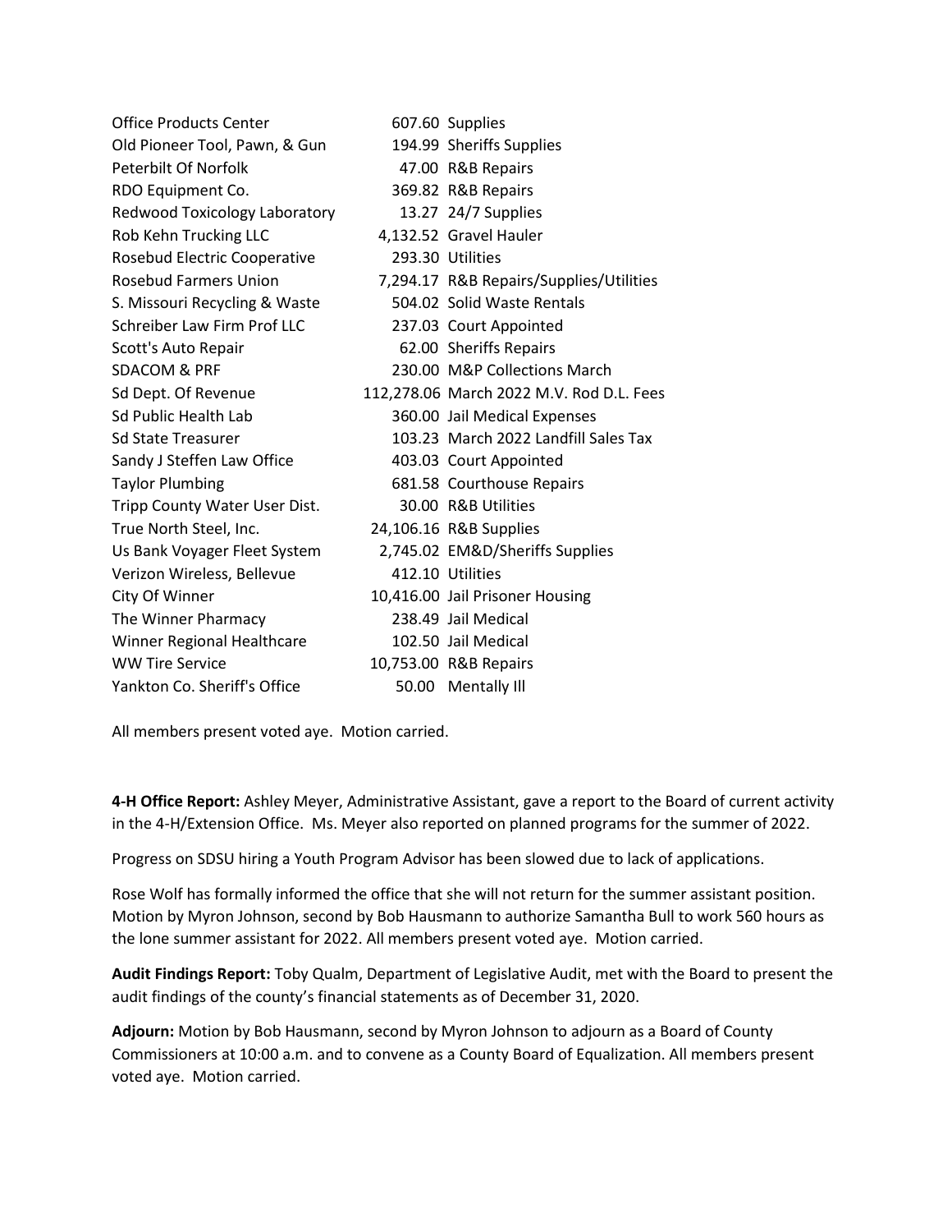| | | |
|---|---|---|
| Office Products Center | 607.60 | Supplies |
| Old Pioneer Tool, Pawn, & Gun | 194.99 | Sheriffs Supplies |
| Peterbilt Of Norfolk | 47.00 | R&B Repairs |
| RDO Equipment Co. | 369.82 | R&B Repairs |
| Redwood Toxicology Laboratory | 13.27 | 24/7 Supplies |
| Rob Kehn Trucking LLC | 4,132.52 | Gravel Hauler |
| Rosebud Electric Cooperative | 293.30 | Utilities |
| Rosebud Farmers Union | 7,294.17 | R&B Repairs/Supplies/Utilities |
| S. Missouri Recycling & Waste | 504.02 | Solid Waste Rentals |
| Schreiber Law Firm Prof LLC | 237.03 | Court Appointed |
| Scott's Auto Repair | 62.00 | Sheriffs Repairs |
| SDACOM & PRF | 230.00 | M&P Collections March |
| Sd Dept. Of Revenue | 112,278.06 | March 2022 M.V. Rod D.L. Fees |
| Sd Public Health Lab | 360.00 | Jail Medical Expenses |
| Sd State Treasurer | 103.23 | March 2022 Landfill Sales Tax |
| Sandy J Steffen Law Office | 403.03 | Court Appointed |
| Taylor Plumbing | 681.58 | Courthouse Repairs |
| Tripp County Water User Dist. | 30.00 | R&B Utilities |
| True North Steel, Inc. | 24,106.16 | R&B Supplies |
| Us Bank Voyager Fleet System | 2,745.02 | EM&D/Sheriffs Supplies |
| Verizon Wireless, Bellevue | 412.10 | Utilities |
| City Of Winner | 10,416.00 | Jail Prisoner Housing |
| The Winner Pharmacy | 238.49 | Jail Medical |
| Winner Regional Healthcare | 102.50 | Jail Medical |
| WW Tire Service | 10,753.00 | R&B Repairs |
| Yankton Co. Sheriff's Office | 50.00 | Mentally Ill |

All members present voted aye. Motion carried.

**4-H Office Report:** Ashley Meyer, Administrative Assistant, gave a report to the Board of current activity in the 4-H/Extension Office. Ms. Meyer also reported on planned programs for the summer of 2022.

Progress on SDSU hiring a Youth Program Advisor has been slowed due to lack of applications.

Rose Wolf has formally informed the office that she will not return for the summer assistant position. Motion by Myron Johnson, second by Bob Hausmann to authorize Samantha Bull to work 560 hours as the lone summer assistant for 2022. All members present voted aye. Motion carried.

**Audit Findings Report:** Toby Qualm, Department of Legislative Audit, met with the Board to present the audit findings of the county's financial statements as of December 31, 2020.

**Adjourn:** Motion by Bob Hausmann, second by Myron Johnson to adjourn as a Board of County Commissioners at 10:00 a.m. and to convene as a County Board of Equalization. All members present voted aye. Motion carried.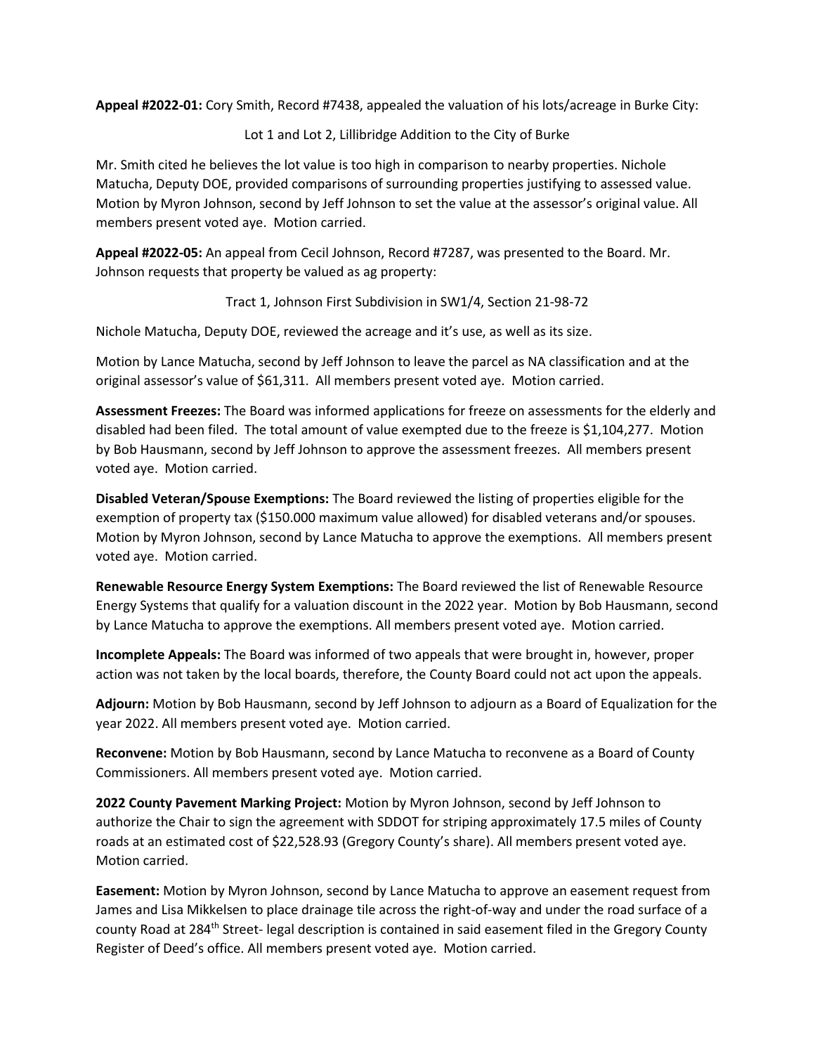**Appeal #2022-01:** Cory Smith, Record #7438, appealed the valuation of his lots/acreage in Burke City:

Lot 1 and Lot 2, Lillibridge Addition to the City of Burke

Mr. Smith cited he believes the lot value is too high in comparison to nearby properties. Nichole Matucha, Deputy DOE, provided comparisons of surrounding properties justifying to assessed value. Motion by Myron Johnson, second by Jeff Johnson to set the value at the assessor's original value. All members present voted aye. Motion carried.

**Appeal #2022-05:** An appeal from Cecil Johnson, Record #7287, was presented to the Board. Mr. Johnson requests that property be valued as ag property:

Tract 1, Johnson First Subdivision in SW1/4, Section 21-98-72

Nichole Matucha, Deputy DOE, reviewed the acreage and it's use, as well as its size.

Motion by Lance Matucha, second by Jeff Johnson to leave the parcel as NA classification and at the original assessor's value of $61,311. All members present voted aye. Motion carried.

**Assessment Freezes:** The Board was informed applications for freeze on assessments for the elderly and disabled had been filed. The total amount of value exempted due to the freeze is $1,104,277. Motion by Bob Hausmann, second by Jeff Johnson to approve the assessment freezes. All members present voted aye. Motion carried.

**Disabled Veteran/Spouse Exemptions:** The Board reviewed the listing of properties eligible for the exemption of property tax ($150.000 maximum value allowed) for disabled veterans and/or spouses. Motion by Myron Johnson, second by Lance Matucha to approve the exemptions. All members present voted aye. Motion carried.

**Renewable Resource Energy System Exemptions:** The Board reviewed the list of Renewable Resource Energy Systems that qualify for a valuation discount in the 2022 year. Motion by Bob Hausmann, second by Lance Matucha to approve the exemptions. All members present voted aye. Motion carried.

**Incomplete Appeals:** The Board was informed of two appeals that were brought in, however, proper action was not taken by the local boards, therefore, the County Board could not act upon the appeals.

**Adjourn:** Motion by Bob Hausmann, second by Jeff Johnson to adjourn as a Board of Equalization for the year 2022. All members present voted aye. Motion carried.

**Reconvene:** Motion by Bob Hausmann, second by Lance Matucha to reconvene as a Board of County Commissioners. All members present voted aye. Motion carried.

**2022 County Pavement Marking Project:** Motion by Myron Johnson, second by Jeff Johnson to authorize the Chair to sign the agreement with SDDOT for striping approximately 17.5 miles of County roads at an estimated cost of $22,528.93 (Gregory County's share). All members present voted aye. Motion carried.

**Easement:** Motion by Myron Johnson, second by Lance Matucha to approve an easement request from James and Lisa Mikkelsen to place drainage tile across the right-of-way and under the road surface of a county Road at 284th Street- legal description is contained in said easement filed in the Gregory County Register of Deed's office. All members present voted aye. Motion carried.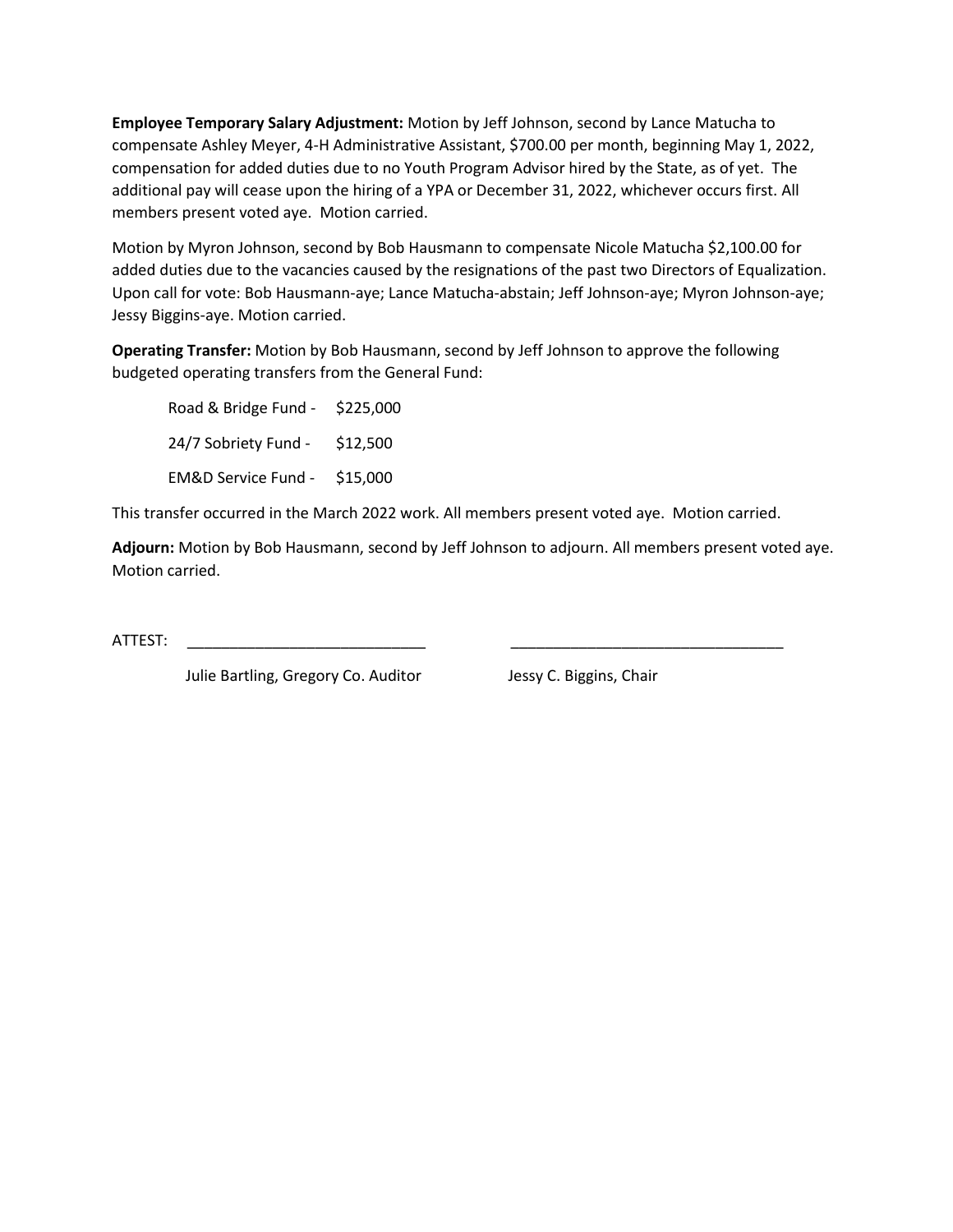**Employee Temporary Salary Adjustment:** Motion by Jeff Johnson, second by Lance Matucha to compensate Ashley Meyer, 4-H Administrative Assistant, $700.00 per month, beginning May 1, 2022, compensation for added duties due to no Youth Program Advisor hired by the State, as of yet. The additional pay will cease upon the hiring of a YPA or December 31, 2022, whichever occurs first. All members present voted aye. Motion carried.

Motion by Myron Johnson, second by Bob Hausmann to compensate Nicole Matucha $2,100.00 for added duties due to the vacancies caused by the resignations of the past two Directors of Equalization. Upon call for vote: Bob Hausmann-aye; Lance Matucha-abstain; Jeff Johnson-aye; Myron Johnson-aye; Jessy Biggins-aye. Motion carried.

**Operating Transfer:** Motion by Bob Hausmann, second by Jeff Johnson to approve the following budgeted operating transfers from the General Fund:

| | |
|---|---|
| Road & Bridge Fund - | $225,000 |
| 24/7 Sobriety Fund - | $12,500 |
| EM&D Service Fund - | $15,000 |

This transfer occurred in the March 2022 work. All members present voted aye. Motion carried.

**Adjourn:** Motion by Bob Hausmann, second by Jeff Johnson to adjourn. All members present voted aye. Motion carried.

ATTEST: ____________________________ ________________________________

Julie Bartling, Gregory Co. Auditor Jessy C. Biggins, Chair